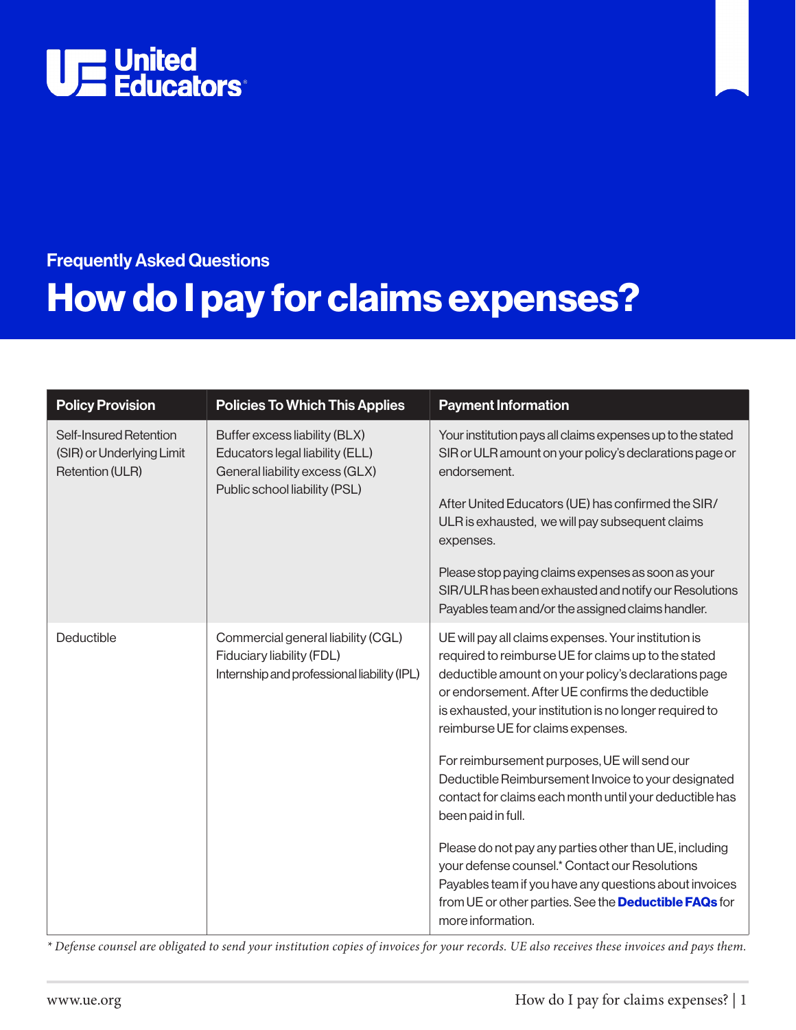United Educators

Frequently Asked Questions

# How do I pay for claims expenses?

| Policy Provision | Policies To Which This Applies | Payment Information |
|---|---|---|
| Self-Insured Retention (SIR) or Underlying Limit Retention (ULR) | Buffer excess liability (BLX)<br>Educators legal liability (ELL)<br>General liability excess (GLX)<br>Public school liability (PSL) | Your institution pays all claims expenses up to the stated SIR or ULR amount on your policy's declarations page or endorsement.<br><br>After United Educators (UE) has confirmed the SIR/ULR is exhausted, we will pay subsequent claims expenses.<br><br>Please stop paying claims expenses as soon as your SIR/ULR has been exhausted and notify our Resolutions Payables team and/or the assigned claims handler. |
| Deductible | Commercial general liability (CGL)<br>Fiduciary liability (FDL)<br>Internship and professional liability (IPL) | UE will pay all claims expenses. Your institution is required to reimburse UE for claims up to the stated deductible amount on your policy's declarations page or endorsement. After UE confirms the deductible is exhausted, your institution is no longer required to reimburse UE for claims expenses.<br><br>For reimbursement purposes, UE will send our Deductible Reimbursement Invoice to your designated contact for claims each month until your deductible has been paid in full.<br><br>Please do not pay any parties other than UE, including your defense counsel.* Contact our Resolutions Payables team if you have any questions about invoices from UE or other parties. See the **Deductible FAQs** for more information. |

*\* Defense counsel are obligated to send your institution copies of invoices for your records. UE also receives these invoices and pays them.*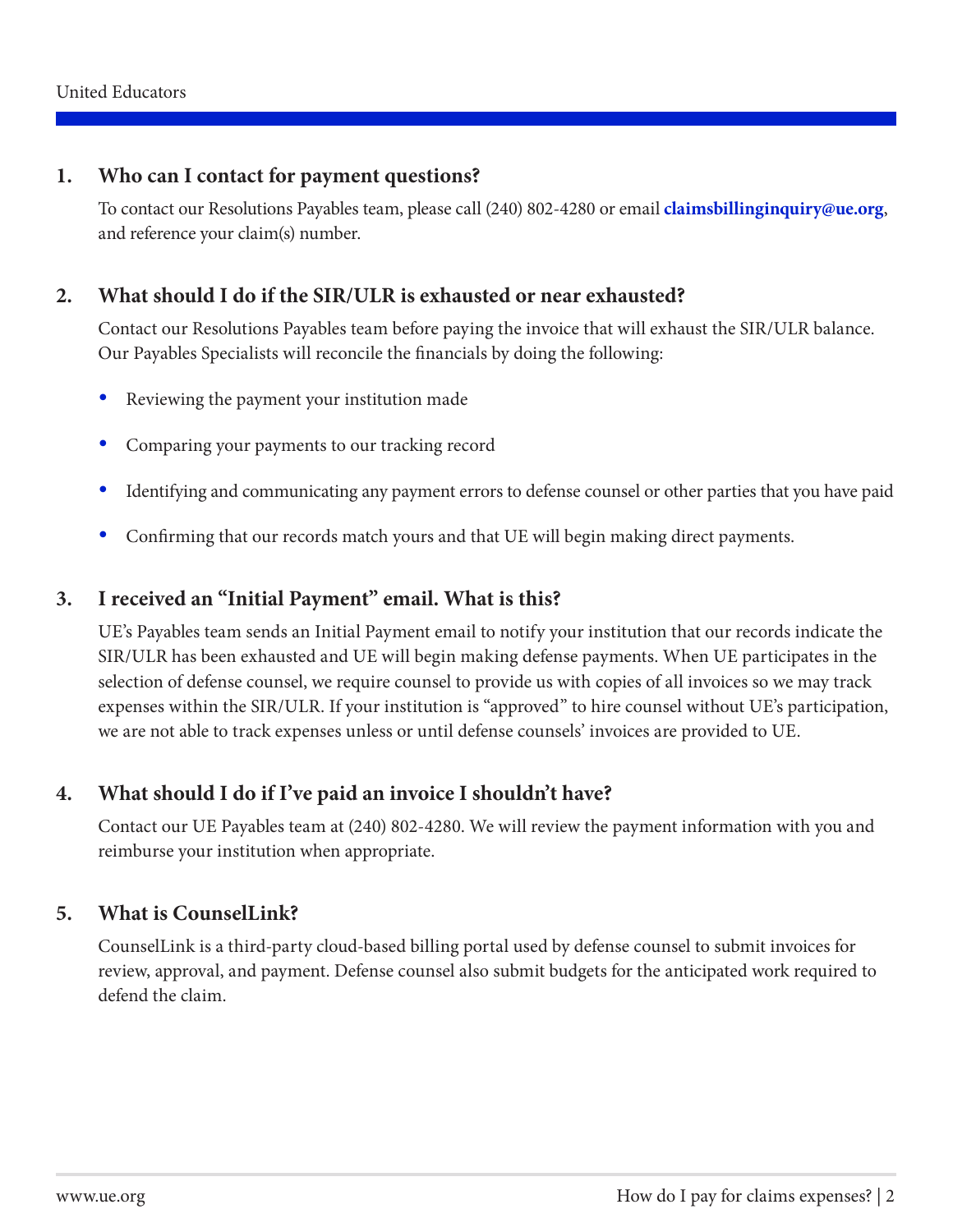1. **Who can I contact for payment questions?**

   To contact our Resolutions Payables team, please call (240) 802-4280 or email **claimsbillinginquiry@ue.org**, and reference your claim(s) number.

2. **What should I do if the SIR/ULR is exhausted or near exhausted?**

   Contact our Resolutions Payables team before paying the invoice that will exhaust the SIR/ULR balance. Our Payables Specialists will reconcile the financials by doing the following:

   - Reviewing the payment your institution made
   - Comparing your payments to our tracking record
   - Identifying and communicating any payment errors to defense counsel or other parties that you have paid
   - Confirming that our records match yours and that UE will begin making direct payments.

3. **I received an "Initial Payment" email. What is this?**

   UE's Payables team sends an Initial Payment email to notify your institution that our records indicate the SIR/ULR has been exhausted and UE will begin making defense payments. When UE participates in the selection of defense counsel, we require counsel to provide us with copies of all invoices so we may track expenses within the SIR/ULR. If your institution is "approved" to hire counsel without UE's participation, we are not able to track expenses unless or until defense counsels' invoices are provided to UE.

4. **What should I do if I've paid an invoice I shouldn't have?**

   Contact our UE Payables team at (240) 802-4280. We will review the payment information with you and reimburse your institution when appropriate.

5. **What is CounselLink?**

   CounselLink is a third-party cloud-based billing portal used by defense counsel to submit invoices for review, approval, and payment. Defense counsel also submit budgets for the anticipated work required to defend the claim.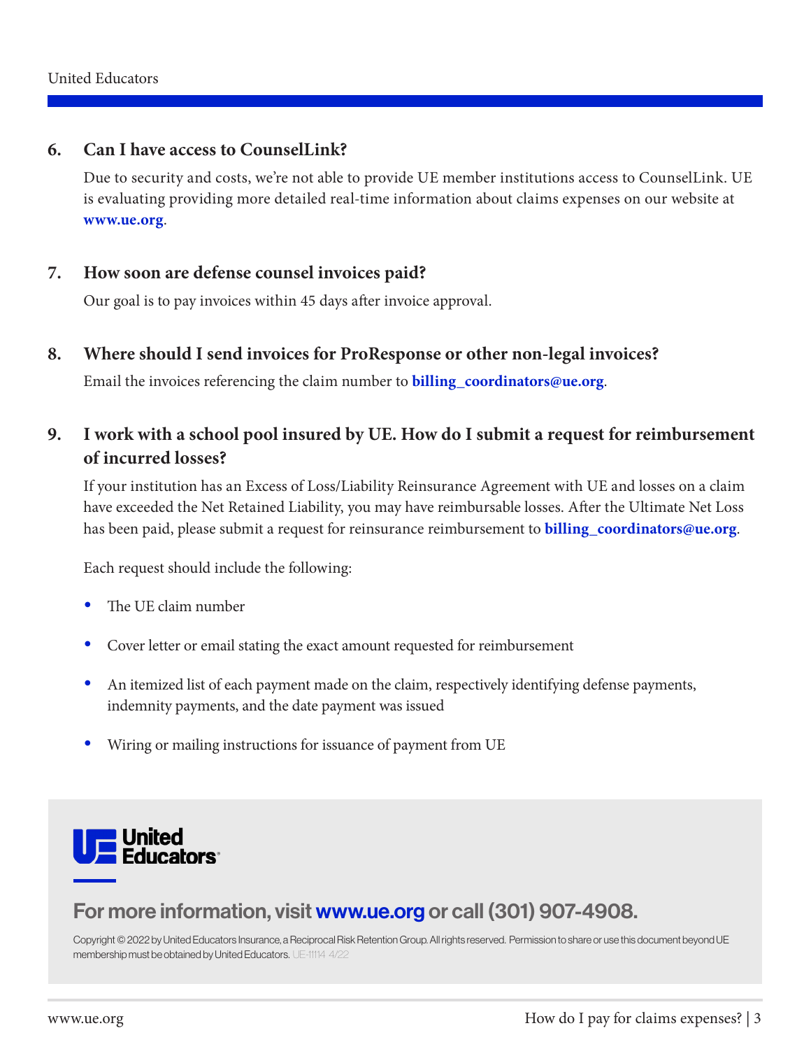**6. Can I have access to CounselLink?**

Due to security and costs, we're not able to provide UE member institutions access to CounselLink. UE is evaluating providing more detailed real-time information about claims expenses on our website at **www.ue.org**.

**7. How soon are defense counsel invoices paid?**

Our goal is to pay invoices within 45 days after invoice approval.

**8. Where should I send invoices for ProResponse or other non-legal invoices?**

Email the invoices referencing the claim number to **billing_coordinators@ue.org**.

**9. I work with a school pool insured by UE. How do I submit a request for reimbursement of incurred losses?**

If your institution has an Excess of Loss/Liability Reinsurance Agreement with UE and losses on a claim have exceeded the Net Retained Liability, you may have reimbursable losses. After the Ultimate Net Loss has been paid, please submit a request for reinsurance reimbursement to **billing_coordinators@ue.org**.

Each request should include the following:

- The UE claim number
- Cover letter or email stating the exact amount requested for reimbursement
- An itemized list of each payment made on the claim, respectively identifying defense payments, indemnity payments, and the date payment was issued
- Wiring or mailing instructions for issuance of payment from UE

United Educators

## For more information, visit www.ue.org or call (301) 907-4908.

Copyright © 2022 by United Educators Insurance, a Reciprocal Risk Retention Group. All rights reserved. Permission to share or use this document beyond UE membership must be obtained by United Educators. UE-11114 4/22